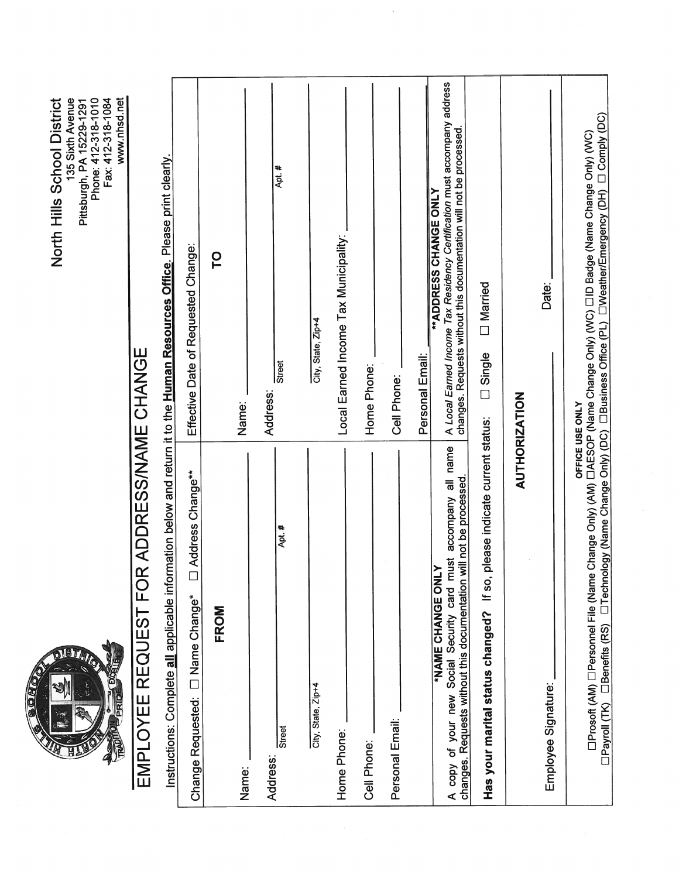North Hills School District
135 Sixth Avenue
Pittsburgh, PA 15229-1291
Phone: 412-318-1010
Fax: 412-318-1084
www.nhsd.net

# EMPLOYEE REQUEST FOR ADDRESS/NAME CHANGE

Instructions: Complete **all** applicable information below and return it to the **Human Resources Office**. Please print clearly.

| Change Requested: ☐ Name Change* ☐ Address Change** | Effective Date of Requested Change: |
|---|---|
| **FROM** | **TO** |
| Name: ______ | Name: ______ |
| Address: ______ Street ______ Apt. # | Address: ______ Street ______ Apt. # |
| ______ City, State, Zip+4 | ______ City, State, Zip+4 |
| | Local Earned Income Tax Municipality: ______ |
| Home Phone: ______ | Home Phone: ______ |
| Cell Phone: ______ | Cell Phone: ______ |
| Personal Email: ______ | Personal Email: ______ |
| ***NAME CHANGE ONLY** A copy of your new Social Security card must accompany all name changes. Requests without this documentation will not be processed. | ****ADDRESS CHANGE ONLY** A *Local Earned Income Tax Residency Certification* must accompany address changes. Requests without this documentation will not be processed. |

**Has your marital status changed?** If so, please indicate current status: ☐ Single ☐ Married

**AUTHORIZATION**

Employee Signature: ______ Date: ______

**OFFICE USE ONLY**

☐Prosoft (AM) ☐Personnel File (Name Change Only) (AM) ☐AESOP (Name Change Only) (WC) ☐ID Badge (Name Change Only) (WC)
☐Payroll (TK) ☐Benefits (RS) ☐Technology (Name Change Only) (DC) ☐Business Office (PL) ☐Weather/Emergency (DH) ☐ Comply (DC)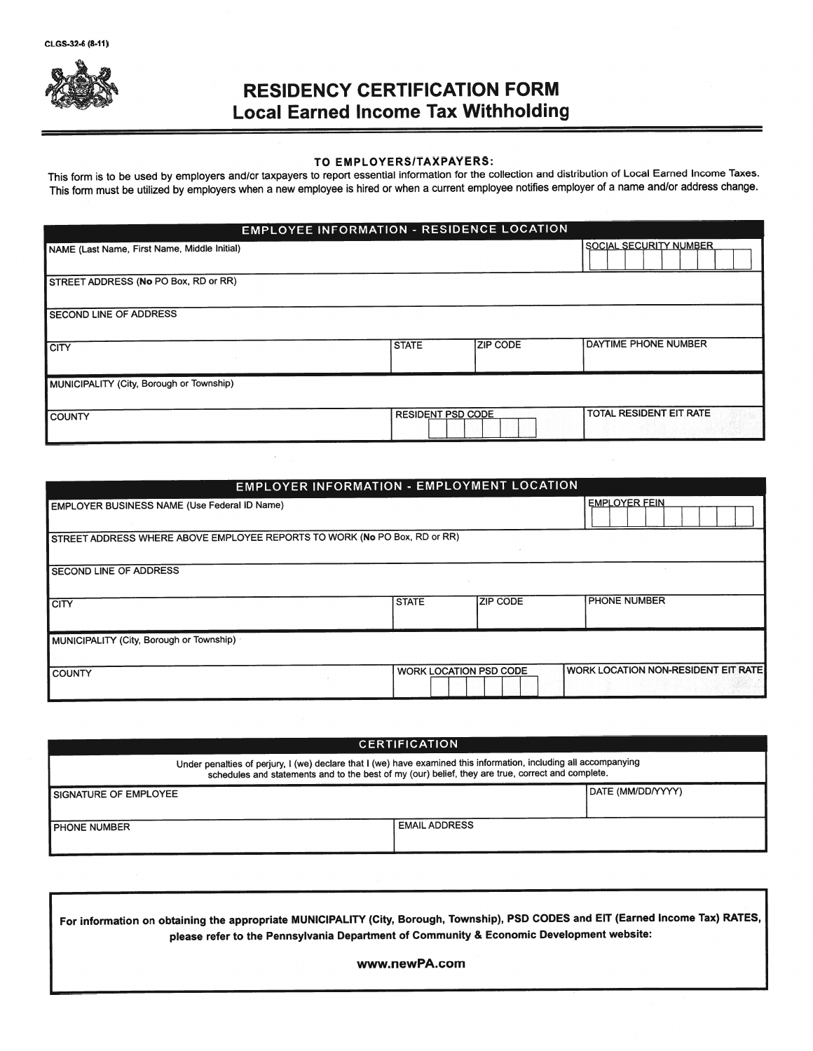CLGS-32-6 (8-11)

# RESIDENCY CERTIFICATION FORM
## Local Earned Income Tax Withholding

**TO EMPLOYERS/TAXPAYERS:**

This form is to be used by employers and/or taxpayers to report essential information for the collection and distribution of Local Earned Income Taxes. This form must be utilized by employers when a new employee is hired or when a current employee notifies employer of a name and/or address change.

### EMPLOYEE INFORMATION - RESIDENCE LOCATION

| | | | |
|---|---|---|---|
| NAME (Last Name, First Name, Middle Initial) | | | SOCIAL SECURITY NUMBER |
| STREET ADDRESS (**No** PO Box, RD or RR) | | | |
| SECOND LINE OF ADDRESS | | | |
| CITY | STATE | ZIP CODE | DAYTIME PHONE NUMBER |
| MUNICIPALITY (City, Borough or Township) | | | |
| COUNTY | RESIDENT PSD CODE | | TOTAL RESIDENT EIT RATE |

### EMPLOYER INFORMATION - EMPLOYMENT LOCATION

| | | | |
|---|---|---|---|
| EMPLOYER BUSINESS NAME (Use Federal ID Name) | | | EMPLOYER FEIN |
| STREET ADDRESS WHERE ABOVE EMPLOYEE REPORTS TO WORK (**No** PO Box, RD or RR) | | | |
| SECOND LINE OF ADDRESS | | | |
| CITY | STATE | ZIP CODE | PHONE NUMBER |
| MUNICIPALITY (City, Borough or Township) | | | |
| COUNTY | WORK LOCATION PSD CODE | | WORK LOCATION NON-RESIDENT EIT RATE |

### CERTIFICATION

Under penalties of perjury, I (we) declare that I (we) have examined this information, including all accompanying schedules and statements and to the best of my (our) belief, they are true, correct and complete.

| | |
|---|---|
| SIGNATURE OF EMPLOYEE | DATE (MM/DD/YYYY) |
| PHONE NUMBER | EMAIL ADDRESS |

**For information on obtaining the appropriate MUNICIPALITY (City, Borough, Township), PSD CODES and EIT (Earned Income Tax) RATES, please refer to the Pennsylvania Department of Community & Economic Development website:**

**www.newPA.com**